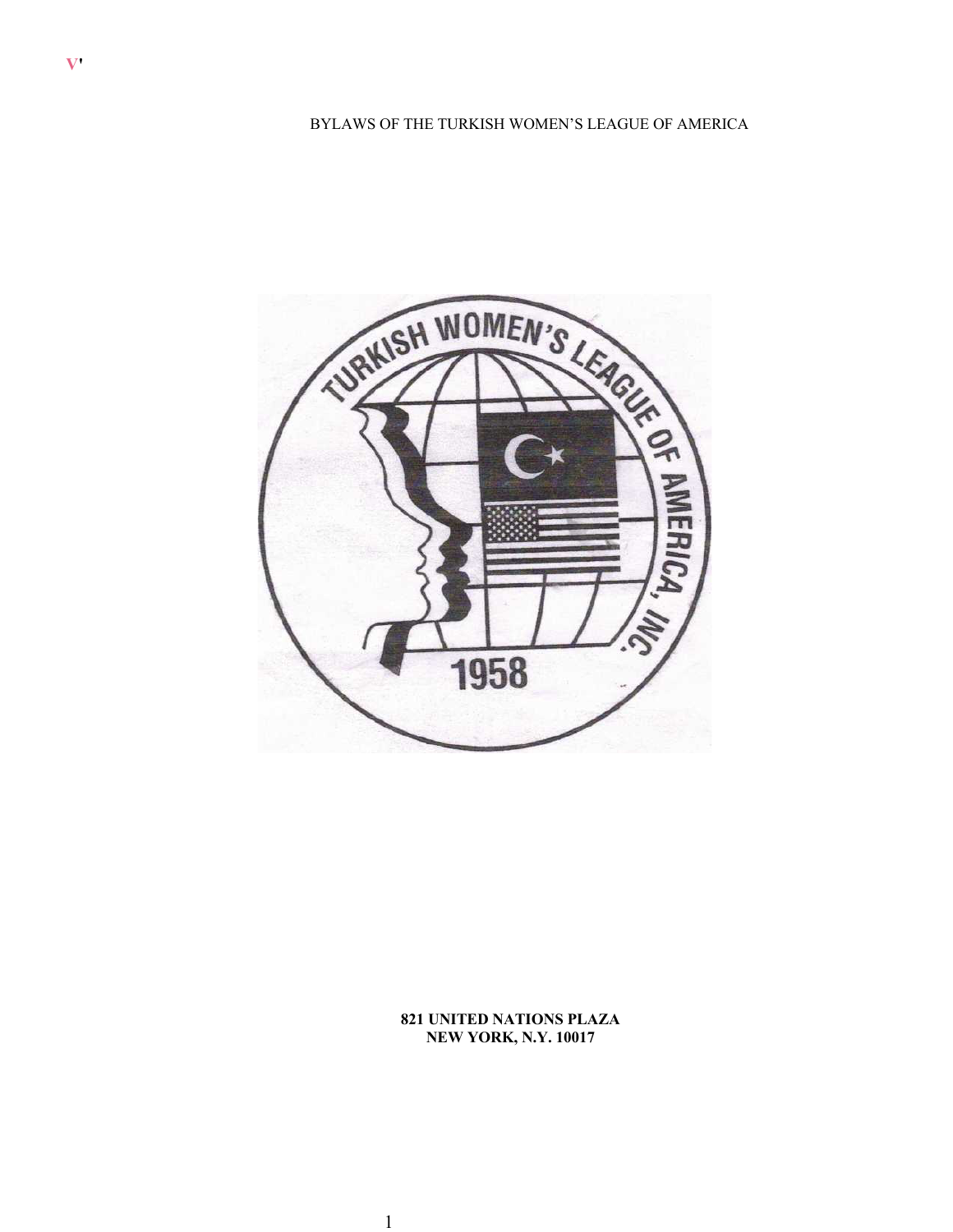V'

# BYLAWS OF THE TURKISH WOMEN'S LEAGUE OF AMERICA

TURKISH WOMEN'S LEAGUE OF AMERICA, INC.

1958

**821 UNITED NATIONS PLAZA**
**NEW YORK, N.Y. 10017**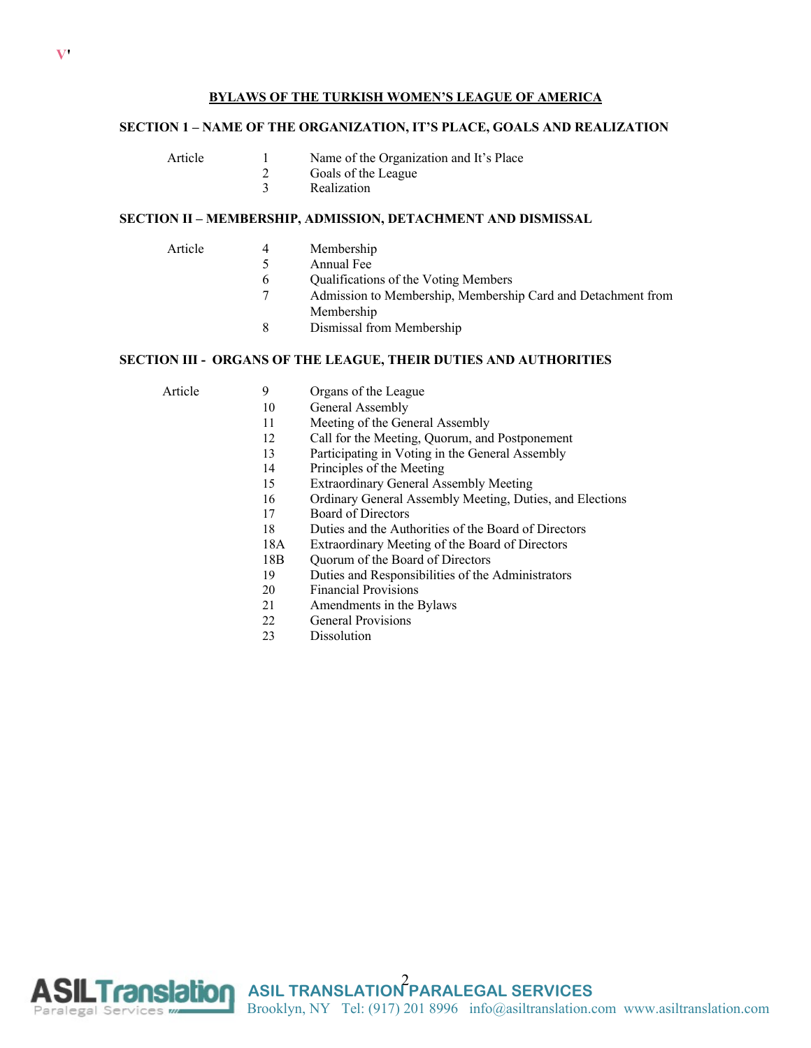**BYLAWS OF THE TURKISH WOMEN'S LEAGUE OF AMERICA**

**SECTION 1 – NAME OF THE ORGANIZATION, IT'S PLACE, GOALS AND REALIZATION**

| Article | | |
|---|---|---|
| | 1 | Name of the Organization and It's Place |
| | 2 | Goals of the League |
| | 3 | Realization |

**SECTION II – MEMBERSHIP, ADMISSION, DETACHMENT AND DISMISSAL**

| Article | | |
|---|---|---|
| | 4 | Membership |
| | 5 | Annual Fee |
| | 6 | Qualifications of the Voting Members |
| | 7 | Admission to Membership, Membership Card and Detachment from Membership |
| | 8 | Dismissal from Membership |

**SECTION III - ORGANS OF THE LEAGUE, THEIR DUTIES AND AUTHORITIES**

| Article | | |
|---|---|---|
| | 9 | Organs of the League |
| | 10 | General Assembly |
| | 11 | Meeting of the General Assembly |
| | 12 | Call for the Meeting, Quorum, and Postponement |
| | 13 | Participating in Voting in the General Assembly |
| | 14 | Principles of the Meeting |
| | 15 | Extraordinary General Assembly Meeting |
| | 16 | Ordinary General Assembly Meeting, Duties, and Elections |
| | 17 | Board of Directors |
| | 18 | Duties and the Authorities of the Board of Directors |
| | 18A | Extraordinary Meeting of the Board of Directors |
| | 18B | Quorum of the Board of Directors |
| | 19 | Duties and Responsibilities of the Administrators |
| | 20 | Financial Provisions |
| | 21 | Amendments in the Bylaws |
| | 22 | General Provisions |
| | 23 | Dissolution |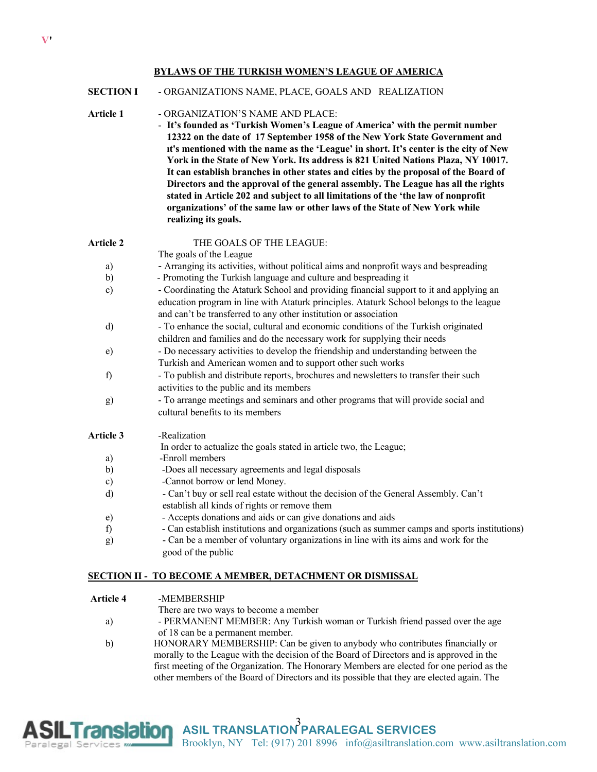## BYLAWS OF THE TURKISH WOMEN'S LEAGUE OF AMERICA

**SECTION I** - ORGANIZATIONS NAME, PLACE, GOALS AND REALIZATION

**Article 1** - ORGANIZATION'S NAME AND PLACE:

- **It's founded as 'Turkish Women's League of America' with the permit number 12322 on the date of 17 September 1958 of the New York State Government and ıt's mentioned with the name as the 'League' in short. It's center is the city of New York in the State of New York. Its address is 821 United Nations Plaza, NY 10017. It can establish branches in other states and cities by the proposal of the Board of Directors and the approval of the general assembly. The League has all the rights stated in Article 202 and subject to all limitations of the 'the law of nonprofit organizations' of the same law or other laws of the State of New York while realizing its goals.**

**Article 2** THE GOALS OF THE LEAGUE:

The goals of the League

a) - Arranging its activities, without political aims and nonprofit ways and bespreading
b) - Promoting the Turkish language and culture and bespreading it
c) - Coordinating the Ataturk School and providing financial support to it and applying an education program in line with Ataturk principles. Ataturk School belongs to the league and can't be transferred to any other institution or association
d) - To enhance the social, cultural and economic conditions of the Turkish originated children and families and do the necessary work for supplying their needs
e) - Do necessary activities to develop the friendship and understanding between the Turkish and American women and to support other such works
f) - To publish and distribute reports, brochures and newsletters to transfer their such activities to the public and its members
g) - To arrange meetings and seminars and other programs that will provide social and cultural benefits to its members

**Article 3** -Realization

In order to actualize the goals stated in article two, the League;

a) -Enroll members
b) -Does all necessary agreements and legal disposals
c) -Cannot borrow or lend Money.
d) - Can't buy or sell real estate without the decision of the General Assembly. Can't establish all kinds of rights or remove them
e) - Accepts donations and aids or can give donations and aids
f) - Can establish institutions and organizations (such as summer camps and sports institutions)
g) - Can be a member of voluntary organizations in line with its aims and work for the good of the public

## SECTION II - TO BECOME A MEMBER, DETACHMENT OR DISMISSAL

**Article 4** -MEMBERSHIP

There are two ways to become a member

a) - PERMANENT MEMBER: Any Turkish woman or Turkish friend passed over the age of 18 can be a permanent member.
b) HONORARY MEMBERSHIP: Can be given to anybody who contributes financially or morally to the League with the decision of the Board of Directors and is approved in the first meeting of the Organization. The Honorary Members are elected for one period as the other members of the Board of Directors and its possible that they are elected again. The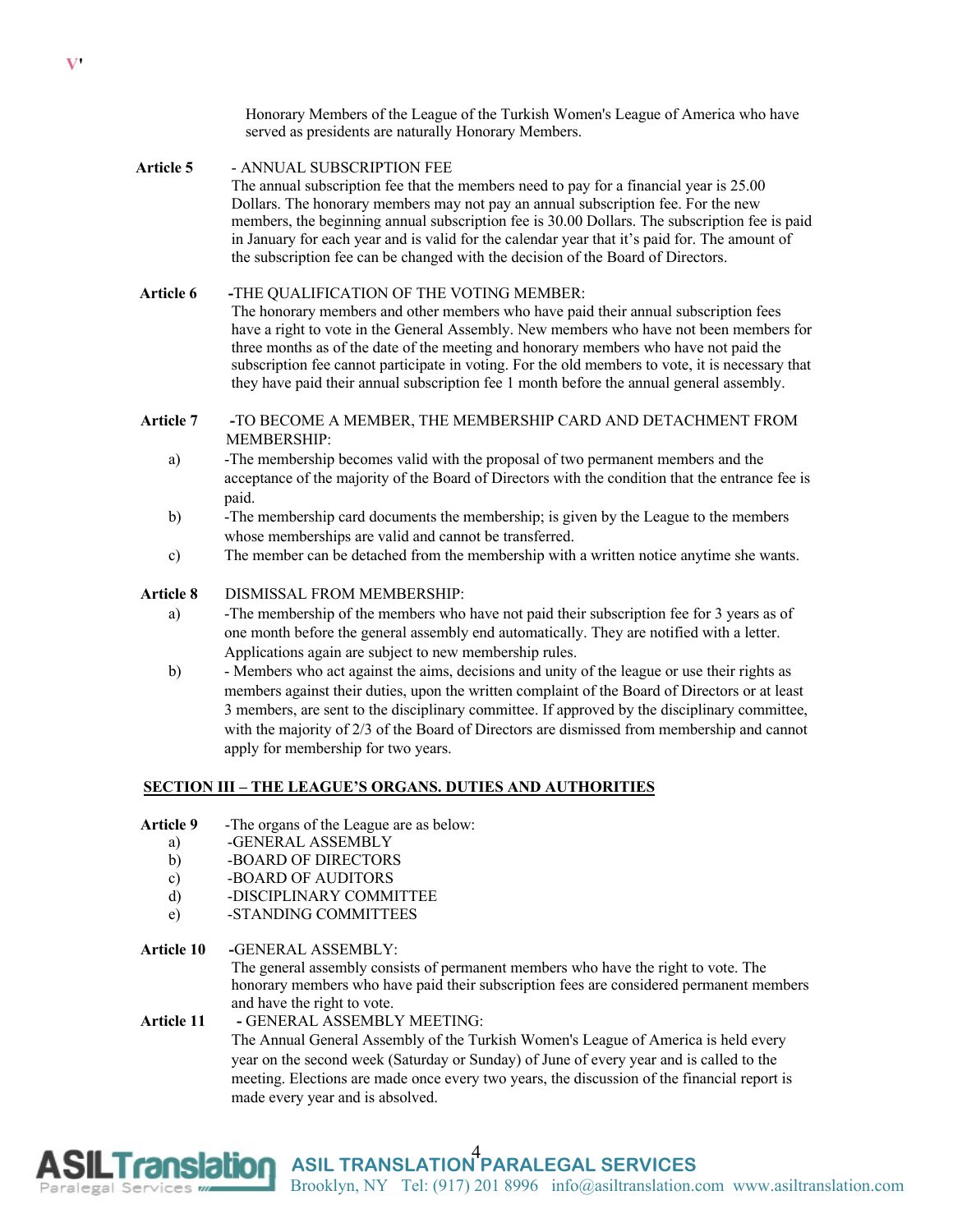Honorary Members of the League of the Turkish Women's League of America who have served as presidents are naturally Honorary Members.

**Article 5** - ANNUAL SUBSCRIPTION FEE

The annual subscription fee that the members need to pay for a financial year is 25.00 Dollars. The honorary members may not pay an annual subscription fee. For the new members, the beginning annual subscription fee is 30.00 Dollars. The subscription fee is paid in January for each year and is valid for the calendar year that it's paid for. The amount of the subscription fee can be changed with the decision of the Board of Directors.

**Article 6** -THE QUALIFICATION OF THE VOTING MEMBER:

The honorary members and other members who have paid their annual subscription fees have a right to vote in the General Assembly. New members who have not been members for three months as of the date of the meeting and honorary members who have not paid the subscription fee cannot participate in voting. For the old members to vote, it is necessary that they have paid their annual subscription fee 1 month before the annual general assembly.

**Article 7** -TO BECOME A MEMBER, THE MEMBERSHIP CARD AND DETACHMENT FROM MEMBERSHIP:

a) -The membership becomes valid with the proposal of two permanent members and the acceptance of the majority of the Board of Directors with the condition that the entrance fee is paid.

b) -The membership card documents the membership; is given by the League to the members whose memberships are valid and cannot be transferred.

c) The member can be detached from the membership with a written notice anytime she wants.

**Article 8** DISMISSAL FROM MEMBERSHIP:

a) -The membership of the members who have not paid their subscription fee for 3 years as of one month before the general assembly end automatically. They are notified with a letter. Applications again are subject to new membership rules.

b) - Members who act against the aims, decisions and unity of the league or use their rights as members against their duties, upon the written complaint of the Board of Directors or at least 3 members, are sent to the disciplinary committee. If approved by the disciplinary committee, with the majority of 2/3 of the Board of Directors are dismissed from membership and cannot apply for membership for two years.

## SECTION III – THE LEAGUE'S ORGANS. DUTIES AND AUTHORITIES

**Article 9** -The organs of the League are as below:

a) -GENERAL ASSEMBLY
b) -BOARD OF DIRECTORS
c) -BOARD OF AUDITORS
d) -DISCIPLINARY COMMITTEE
e) -STANDING COMMITTEES

**Article 10** -GENERAL ASSEMBLY:

The general assembly consists of permanent members who have the right to vote. The honorary members who have paid their subscription fees are considered permanent members and have the right to vote.

**Article 11** - GENERAL ASSEMBLY MEETING:

The Annual General Assembly of the Turkish Women's League of America is held every year on the second week (Saturday or Sunday) of June of every year and is called to the meeting. Elections are made once every two years, the discussion of the financial report is made every year and is absolved.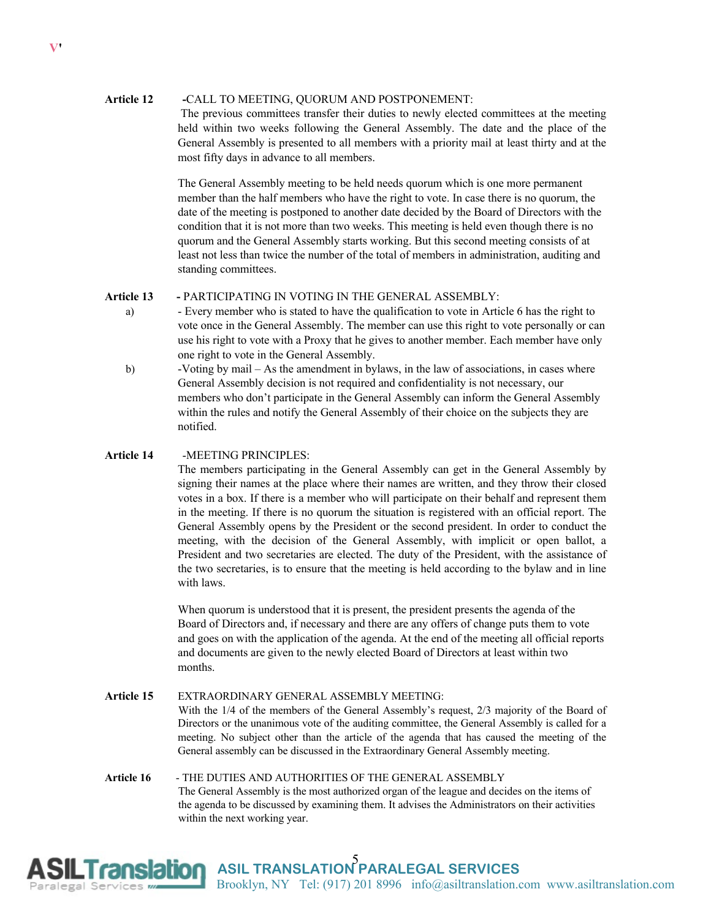**Article 12** -CALL TO MEETING, QUORUM AND POSTPONEMENT:

The previous committees transfer their duties to newly elected committees at the meeting held within two weeks following the General Assembly. The date and the place of the General Assembly is presented to all members with a priority mail at least thirty and at the most fifty days in advance to all members.

The General Assembly meeting to be held needs quorum which is one more permanent member than the half members who have the right to vote. In case there is no quorum, the date of the meeting is postponed to another date decided by the Board of Directors with the condition that it is not more than two weeks. This meeting is held even though there is no quorum and the General Assembly starts working. But this second meeting consists of at least not less than twice the number of the total of members in administration, auditing and standing committees.

**Article 13** - PARTICIPATING IN VOTING IN THE GENERAL ASSEMBLY:

a) - Every member who is stated to have the qualification to vote in Article 6 has the right to vote once in the General Assembly. The member can use this right to vote personally or can use his right to vote with a Proxy that he gives to another member. Each member have only one right to vote in the General Assembly.

b) -Voting by mail – As the amendment in bylaws, in the law of associations, in cases where General Assembly decision is not required and confidentiality is not necessary, our members who don't participate in the General Assembly can inform the General Assembly within the rules and notify the General Assembly of their choice on the subjects they are notified.

**Article 14** -MEETING PRINCIPLES:

The members participating in the General Assembly can get in the General Assembly by signing their names at the place where their names are written, and they throw their closed votes in a box. If there is a member who will participate on their behalf and represent them in the meeting. If there is no quorum the situation is registered with an official report. The General Assembly opens by the President or the second president. In order to conduct the meeting, with the decision of the General Assembly, with implicit or open ballot, a President and two secretaries are elected. The duty of the President, with the assistance of the two secretaries, is to ensure that the meeting is held according to the bylaw and in line with laws.

When quorum is understood that it is present, the president presents the agenda of the Board of Directors and, if necessary and there are any offers of change puts them to vote and goes on with the application of the agenda. At the end of the meeting all official reports and documents are given to the newly elected Board of Directors at least within two months.

**Article 15** EXTRAORDINARY GENERAL ASSEMBLY MEETING:

With the 1/4 of the members of the General Assembly's request, 2/3 majority of the Board of Directors or the unanimous vote of the auditing committee, the General Assembly is called for a meeting. No subject other than the article of the agenda that has caused the meeting of the General assembly can be discussed in the Extraordinary General Assembly meeting.

**Article 16** - THE DUTIES AND AUTHORITIES OF THE GENERAL ASSEMBLY

The General Assembly is the most authorized organ of the league and decides on the items of the agenda to be discussed by examining them. It advises the Administrators on their activities within the next working year.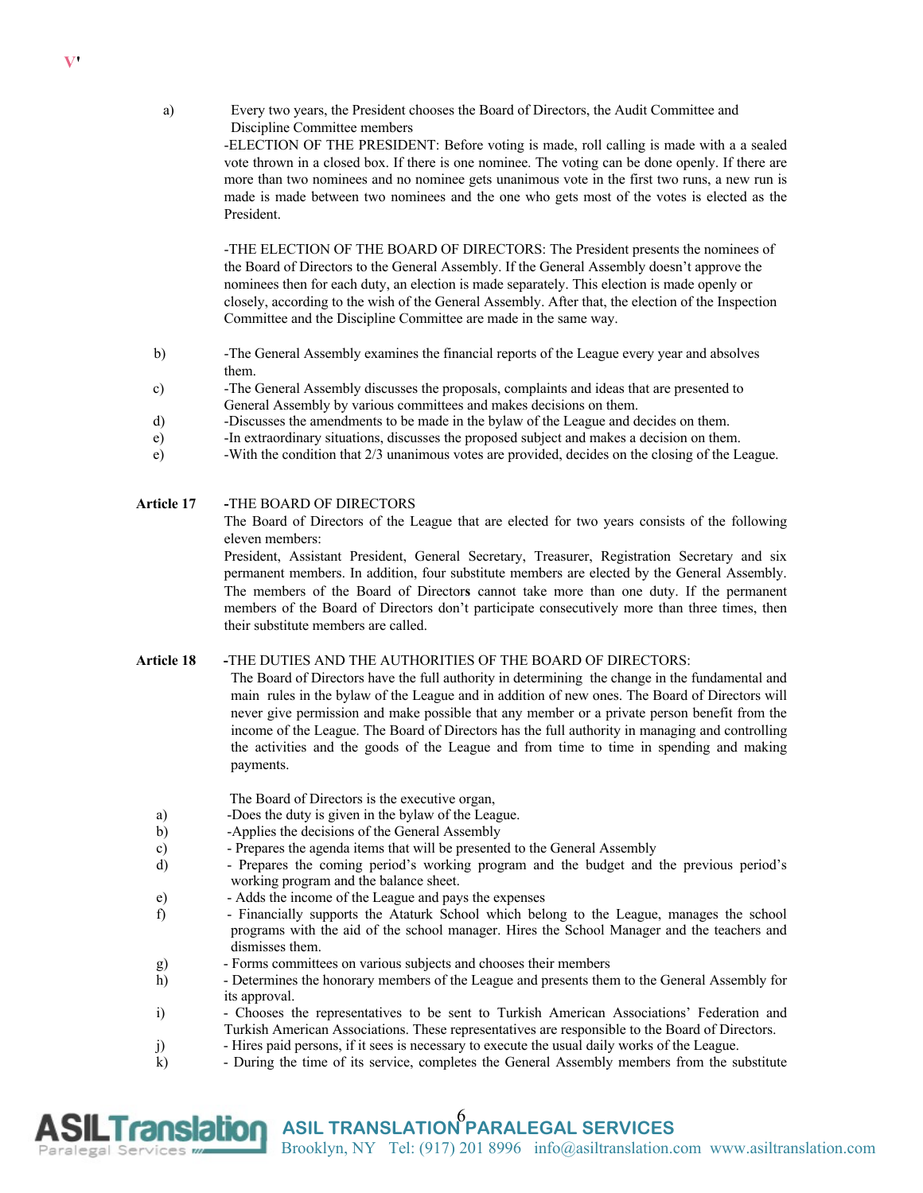a) Every two years, the President chooses the Board of Directors, the Audit Committee and Discipline Committee members

-ELECTION OF THE PRESIDENT: Before voting is made, roll calling is made with a a sealed vote thrown in a closed box. If there is one nominee. The voting can be done openly. If there are more than two nominees and no nominee gets unanimous vote in the first two runs, a new run is made is made between two nominees and the one who gets most of the votes is elected as the President.

-THE ELECTION OF THE BOARD OF DIRECTORS: The President presents the nominees of the Board of Directors to the General Assembly. If the General Assembly doesn't approve the nominees then for each duty, an election is made separately. This election is made openly or closely, according to the wish of the General Assembly. After that, the election of the Inspection Committee and the Discipline Committee are made in the same way.

b) -The General Assembly examines the financial reports of the League every year and absolves them.

c) -The General Assembly discusses the proposals, complaints and ideas that are presented to General Assembly by various committees and makes decisions on them.

d) -Discusses the amendments to be made in the bylaw of the League and decides on them.

e) -In extraordinary situations, discusses the proposed subject and makes a decision on them.

e) -With the condition that 2/3 unanimous votes are provided, decides on the closing of the League.

**Article 17** -THE BOARD OF DIRECTORS

The Board of Directors of the League that are elected for two years consists of the following eleven members:

President, Assistant President, General Secretary, Treasurer, Registration Secretary and six permanent members. In addition, four substitute members are elected by the General Assembly. The members of the Board of Directors cannot take more than one duty. If the permanent members of the Board of Directors don't participate consecutively more than three times, then their substitute members are called.

**Article 18** -THE DUTIES AND THE AUTHORITIES OF THE BOARD OF DIRECTORS:

The Board of Directors have the full authority in determining the change in the fundamental and main rules in the bylaw of the League and in addition of new ones. The Board of Directors will never give permission and make possible that any member or a private person benefit from the income of the League. The Board of Directors has the full authority in managing and controlling the activities and the goods of the League and from time to time in spending and making payments.

The Board of Directors is the executive organ,

a) -Does the duty is given in the bylaw of the League.

b) -Applies the decisions of the General Assembly

c) - Prepares the agenda items that will be presented to the General Assembly

d) - Prepares the coming period's working program and the budget and the previous period's working program and the balance sheet.

e) - Adds the income of the League and pays the expenses

f) - Financially supports the Ataturk School which belong to the League, manages the school programs with the aid of the school manager. Hires the School Manager and the teachers and dismisses them.

g) - Forms committees on various subjects and chooses their members

h) - Determines the honorary members of the League and presents them to the General Assembly for its approval.

i) - Chooses the representatives to be sent to Turkish American Associations' Federation and Turkish American Associations. These representatives are responsible to the Board of Directors.

j) - Hires paid persons, if it sees is necessary to execute the usual daily works of the League.

k) - During the time of its service, completes the General Assembly members from the substitute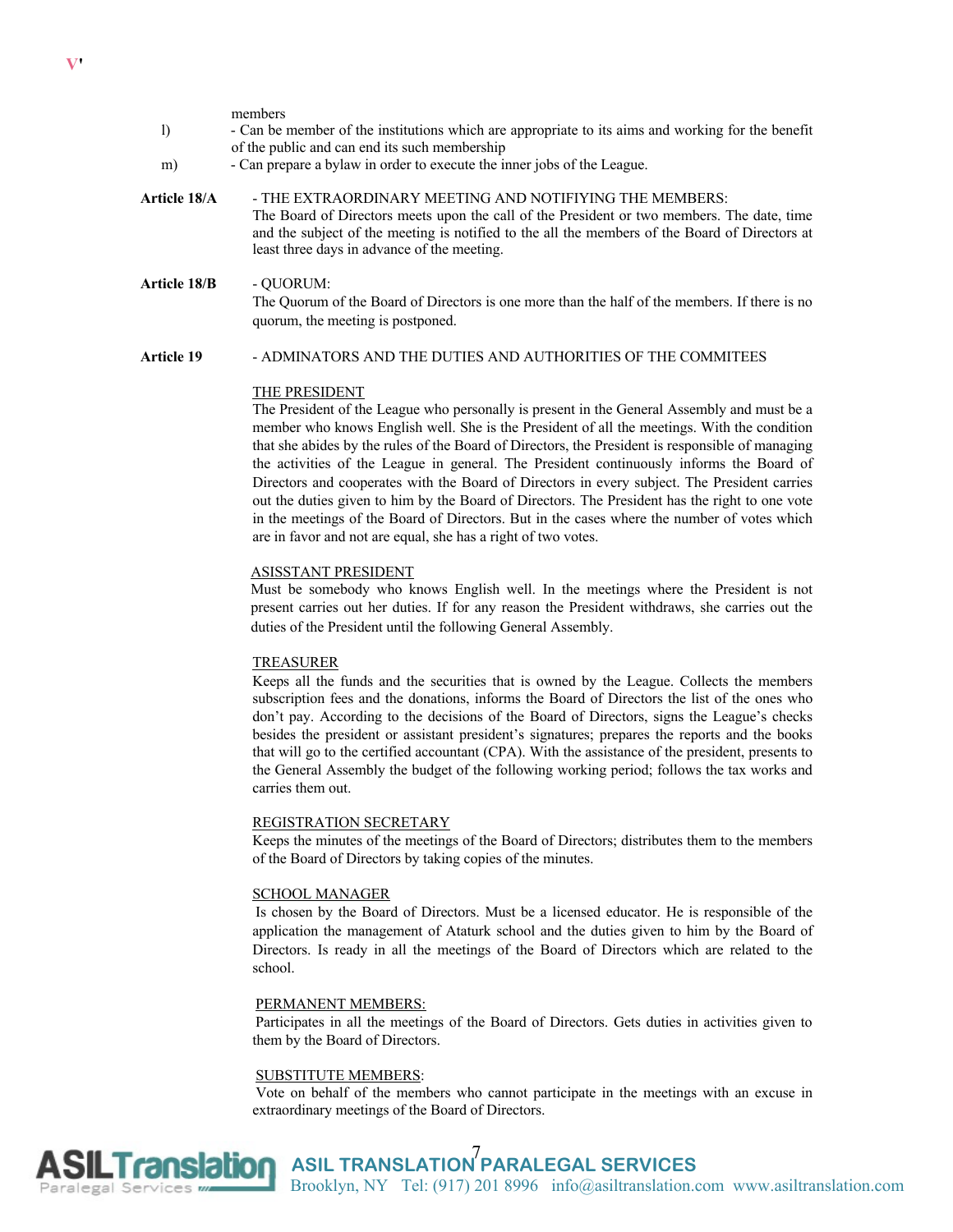members

l) - Can be member of the institutions which are appropriate to its aims and working for the benefit of the public and can end its such membership

m) - Can prepare a bylaw in order to execute the inner jobs of the League.

**Article 18/A** - THE EXTRAORDINARY MEETING AND NOTIFIYING THE MEMBERS:

The Board of Directors meets upon the call of the President or two members. The date, time and the subject of the meeting is notified to the all the members of the Board of Directors at least three days in advance of the meeting.

**Article 18/B** - QUORUM:

The Quorum of the Board of Directors is one more than the half of the members. If there is no quorum, the meeting is postponed.

**Article 19** - ADMINATORS AND THE DUTIES AND AUTHORITIES OF THE COMMITEES

<u>THE PRESIDENT</u>

The President of the League who personally is present in the General Assembly and must be a member who knows English well. She is the President of all the meetings. With the condition that she abides by the rules of the Board of Directors, the President is responsible of managing the activities of the League in general. The President continuously informs the Board of Directors and cooperates with the Board of Directors in every subject. The President carries out the duties given to him by the Board of Directors. The President has the right to one vote in the meetings of the Board of Directors. But in the cases where the number of votes which are in favor and not are equal, she has a right of two votes.

<u>ASISSTANT PRESIDENT</u>

Must be somebody who knows English well. In the meetings where the President is not present carries out her duties. If for any reason the President withdraws, she carries out the duties of the President until the following General Assembly.

<u>TREASURER</u>

Keeps all the funds and the securities that is owned by the League. Collects the members subscription fees and the donations, informs the Board of Directors the list of the ones who don't pay. According to the decisions of the Board of Directors, signs the League's checks besides the president or assistant president's signatures; prepares the reports and the books that will go to the certified accountant (CPA). With the assistance of the president, presents to the General Assembly the budget of the following working period; follows the tax works and carries them out.

<u>REGISTRATION SECRETARY</u>

Keeps the minutes of the meetings of the Board of Directors; distributes them to the members of the Board of Directors by taking copies of the minutes.

<u>SCHOOL MANAGER</u>

Is chosen by the Board of Directors. Must be a licensed educator. He is responsible of the application the management of Ataturk school and the duties given to him by the Board of Directors. Is ready in all the meetings of the Board of Directors which are related to the school.

<u>PERMANENT MEMBERS:</u>

Participates in all the meetings of the Board of Directors. Gets duties in activities given to them by the Board of Directors.

<u>SUBSTITUTE MEMBERS</u>:

Vote on behalf of the members who cannot participate in the meetings with an excuse in extraordinary meetings of the Board of Directors.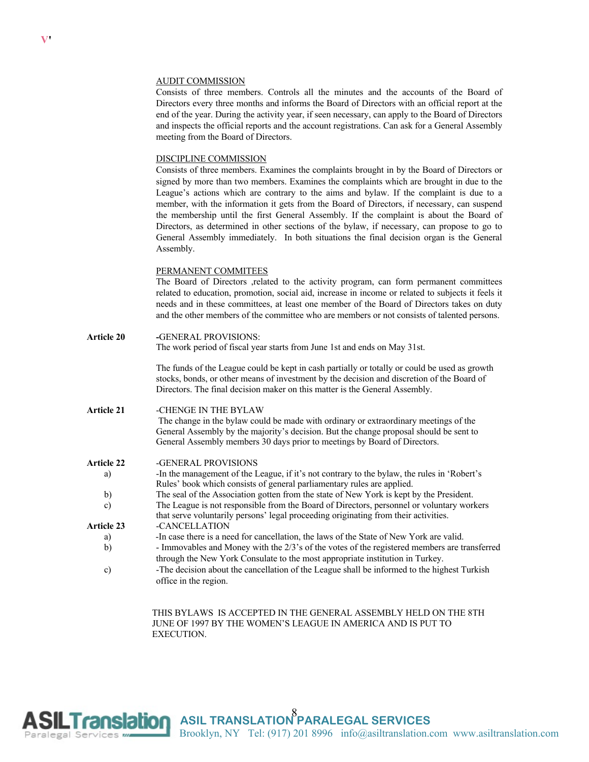AUDIT COMMISSION

Consists of three members. Controls all the minutes and the accounts of the Board of Directors every three months and informs the Board of Directors with an official report at the end of the year. During the activity year, if seen necessary, can apply to the Board of Directors and inspects the official reports and the account registrations. Can ask for a General Assembly meeting from the Board of Directors.

DISCIPLINE COMMISSION

Consists of three members. Examines the complaints brought in by the Board of Directors or signed by more than two members. Examines the complaints which are brought in due to the League's actions which are contrary to the aims and bylaw. If the complaint is due to a member, with the information it gets from the Board of Directors, if necessary, can suspend the membership until the first General Assembly. If the complaint is about the Board of Directors, as determined in other sections of the bylaw, if necessary, can propose to go to General Assembly immediately. In both situations the final decision organ is the General Assembly.

PERMANENT COMMITEES

The Board of Directors ,related to the activity program, can form permanent committees related to education, promotion, social aid, increase in income or related to subjects it feels it needs and in these committees, at least one member of the Board of Directors takes on duty and the other members of the committee who are members or not consists of talented persons.

**Article 20** -GENERAL PROVISIONS:

The work period of fiscal year starts from June 1st and ends on May 31st.

The funds of the League could be kept in cash partially or totally or could be used as growth stocks, bonds, or other means of investment by the decision and discretion of the Board of Directors. The final decision maker on this matter is the General Assembly.

**Article 21** -CHENGE IN THE BYLAW

The change in the bylaw could be made with ordinary or extraordinary meetings of the General Assembly by the majority's decision. But the change proposal should be sent to General Assembly members 30 days prior to meetings by Board of Directors.

**Article 22** -GENERAL PROVISIONS

a) -In the management of the League, if it's not contrary to the bylaw, the rules in 'Robert's Rules' book which consists of general parliamentary rules are applied.

b) The seal of the Association gotten from the state of New York is kept by the President.

c) The League is not responsible from the Board of Directors, personnel or voluntary workers that serve voluntarily persons' legal proceeding originating from their activities.

**Article 23** -CANCELLATION

a) -In case there is a need for cancellation, the laws of the State of New York are valid.

b) - Immovables and Money with the 2/3's of the votes of the registered members are transferred through the New York Consulate to the most appropriate institution in Turkey.

c) -The decision about the cancellation of the League shall be informed to the highest Turkish office in the region.

THIS BYLAWS IS ACCEPTED IN THE GENERAL ASSEMBLY HELD ON THE 8TH JUNE OF 1997 BY THE WOMEN'S LEAGUE IN AMERICA AND IS PUT TO EXECUTION.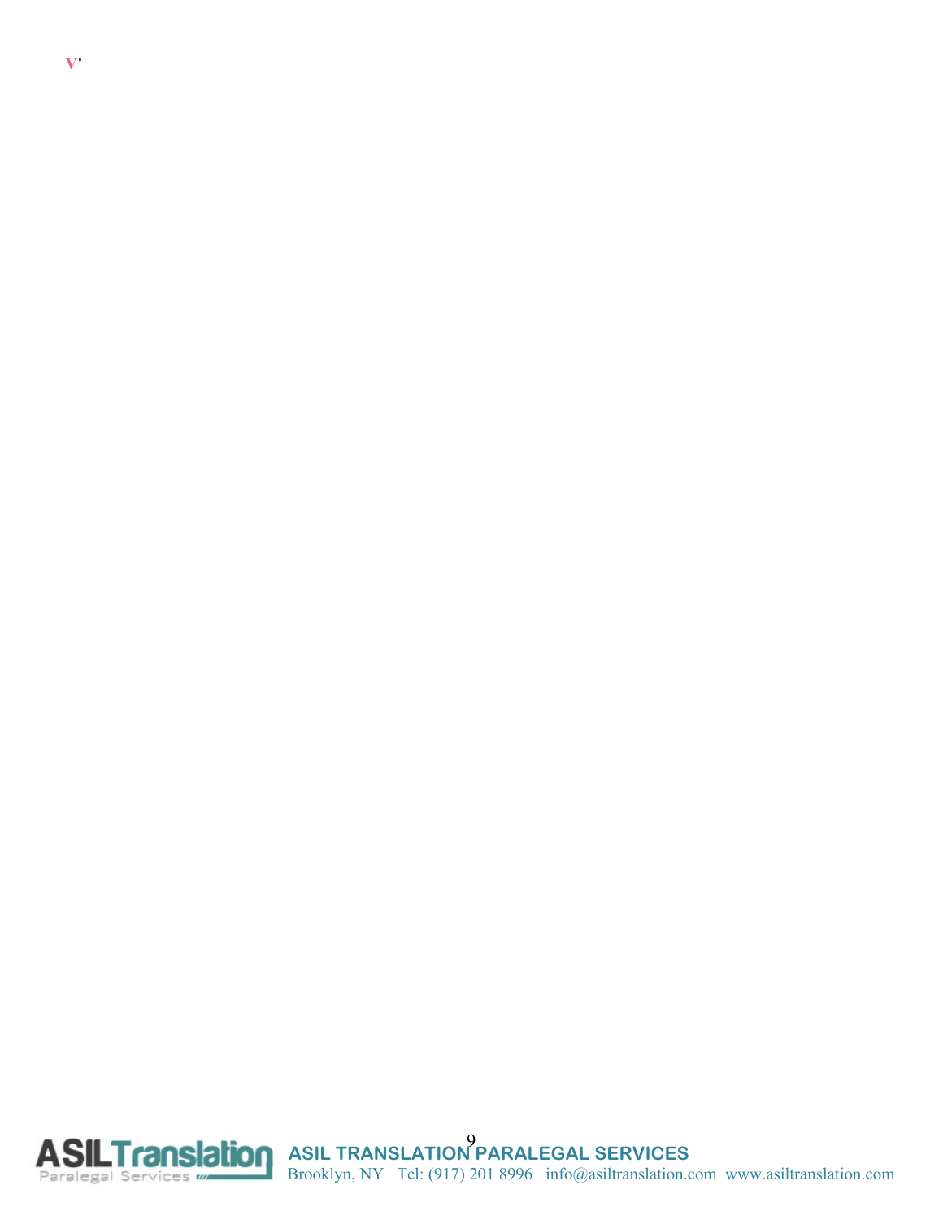V'